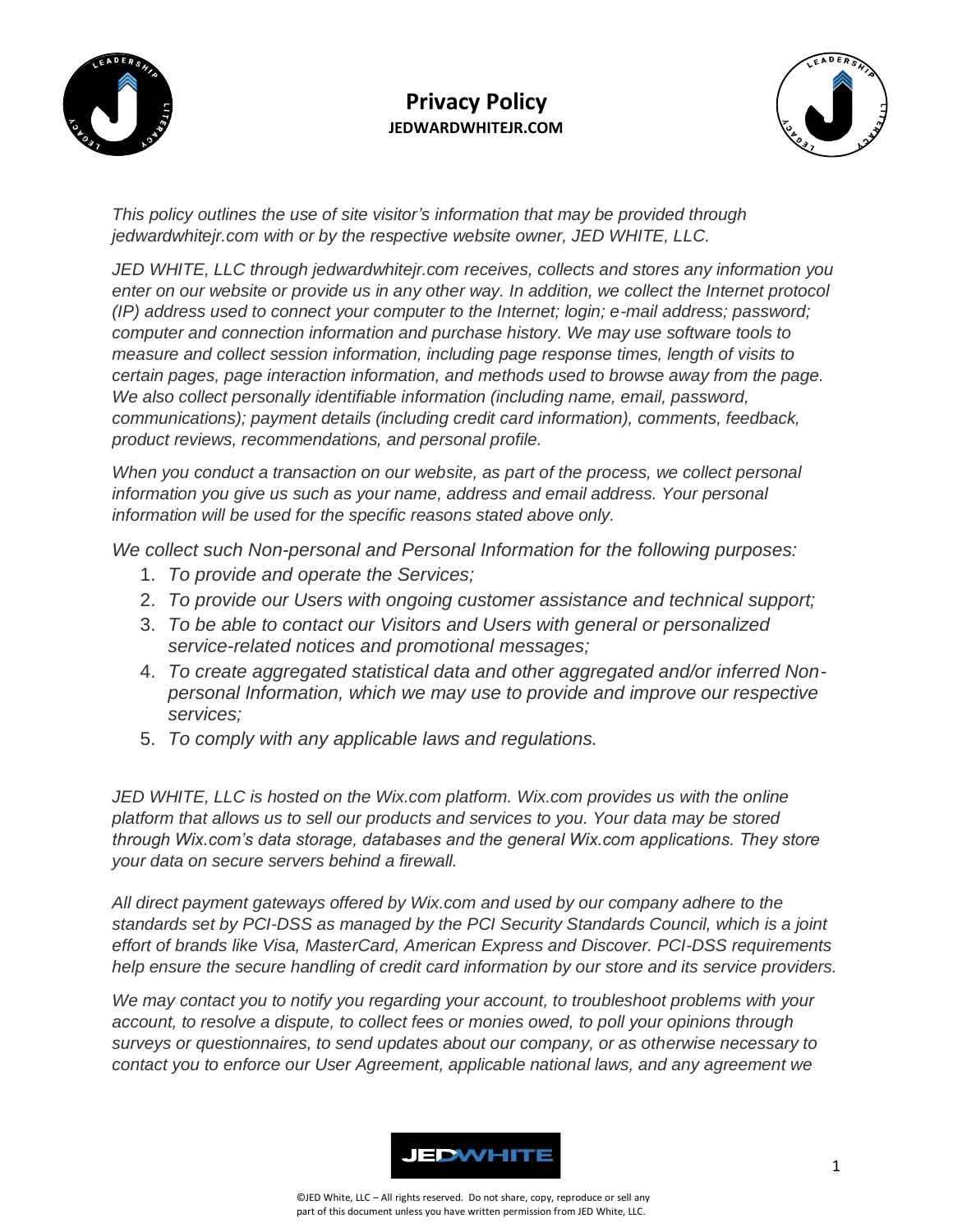# Privacy Policy

**JEDWARDWHITEJR.COM**

*This policy outlines the use of site visitor's information that may be provided through jedwardwhitejr.com with or by the respective website owner, JED WHITE, LLC.*

*JED WHITE, LLC through jedwardwhitejr.com receives, collects and stores any information you enter on our website or provide us in any other way. In addition, we collect the Internet protocol (IP) address used to connect your computer to the Internet; login; e-mail address; password; computer and connection information and purchase history. We may use software tools to measure and collect session information, including page response times, length of visits to certain pages, page interaction information, and methods used to browse away from the page. We also collect personally identifiable information (including name, email, password, communications); payment details (including credit card information), comments, feedback, product reviews, recommendations, and personal profile.*

*When you conduct a transaction on our website, as part of the process, we collect personal information you give us such as your name, address and email address. Your personal information will be used for the specific reasons stated above only.*

*We collect such Non-personal and Personal Information for the following purposes:*

1. *To provide and operate the Services;*
2. *To provide our Users with ongoing customer assistance and technical support;*
3. *To be able to contact our Visitors and Users with general or personalized service-related notices and promotional messages;*
4. *To create aggregated statistical data and other aggregated and/or inferred Non-personal Information, which we may use to provide and improve our respective services;*
5. *To comply with any applicable laws and regulations.*

*JED WHITE, LLC is hosted on the Wix.com platform. Wix.com provides us with the online platform that allows us to sell our products and services to you. Your data may be stored through Wix.com's data storage, databases and the general Wix.com applications. They store your data on secure servers behind a firewall.*

*All direct payment gateways offered by Wix.com and used by our company adhere to the standards set by PCI-DSS as managed by the PCI Security Standards Council, which is a joint effort of brands like Visa, MasterCard, American Express and Discover. PCI-DSS requirements help ensure the secure handling of credit card information by our store and its service providers.*

*We may contact you to notify you regarding your account, to troubleshoot problems with your account, to resolve a dispute, to collect fees or monies owed, to poll your opinions through surveys or questionnaires, to send updates about our company, or as otherwise necessary to contact you to enforce our User Agreement, applicable national laws, and any agreement we*

©JED White, LLC – All rights reserved. Do not share, copy, reproduce or sell any part of this document unless you have written permission from JED White, LLC.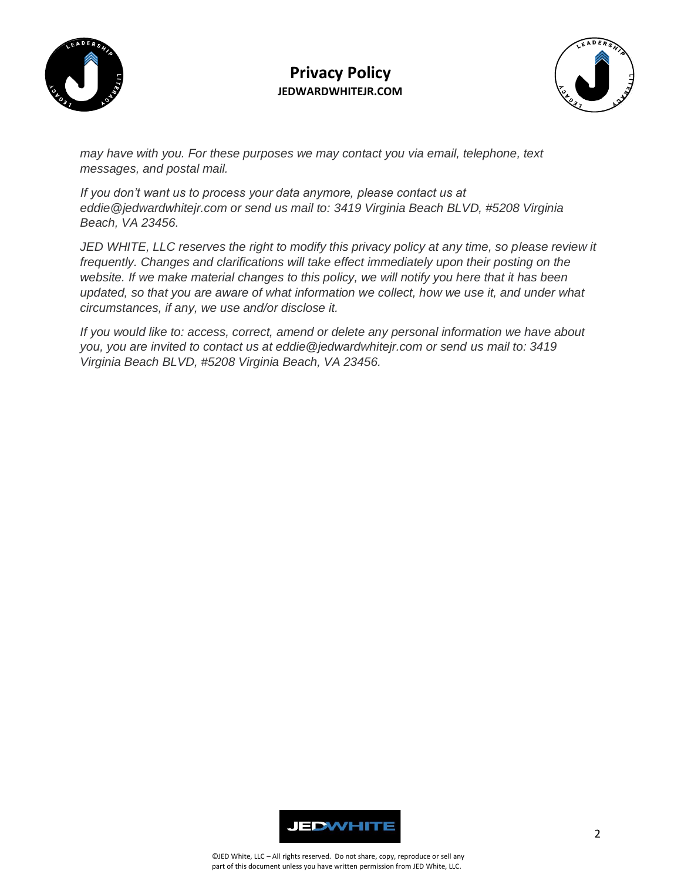*may have with you. For these purposes we may contact you via email, telephone, text messages, and postal mail.*

*If you don't want us to process your data anymore, please contact us at eddie@jedwardwhitejr.com or send us mail to: 3419 Virginia Beach BLVD, #5208 Virginia Beach, VA 23456.*

*JED WHITE, LLC reserves the right to modify this privacy policy at any time, so please review it frequently. Changes and clarifications will take effect immediately upon their posting on the website. If we make material changes to this policy, we will notify you here that it has been updated, so that you are aware of what information we collect, how we use it, and under what circumstances, if any, we use and/or disclose it.*

*If you would like to: access, correct, amend or delete any personal information we have about you, you are invited to contact us at eddie@jedwardwhitejr.com or send us mail to: 3419 Virginia Beach BLVD, #5208 Virginia Beach, VA 23456.*